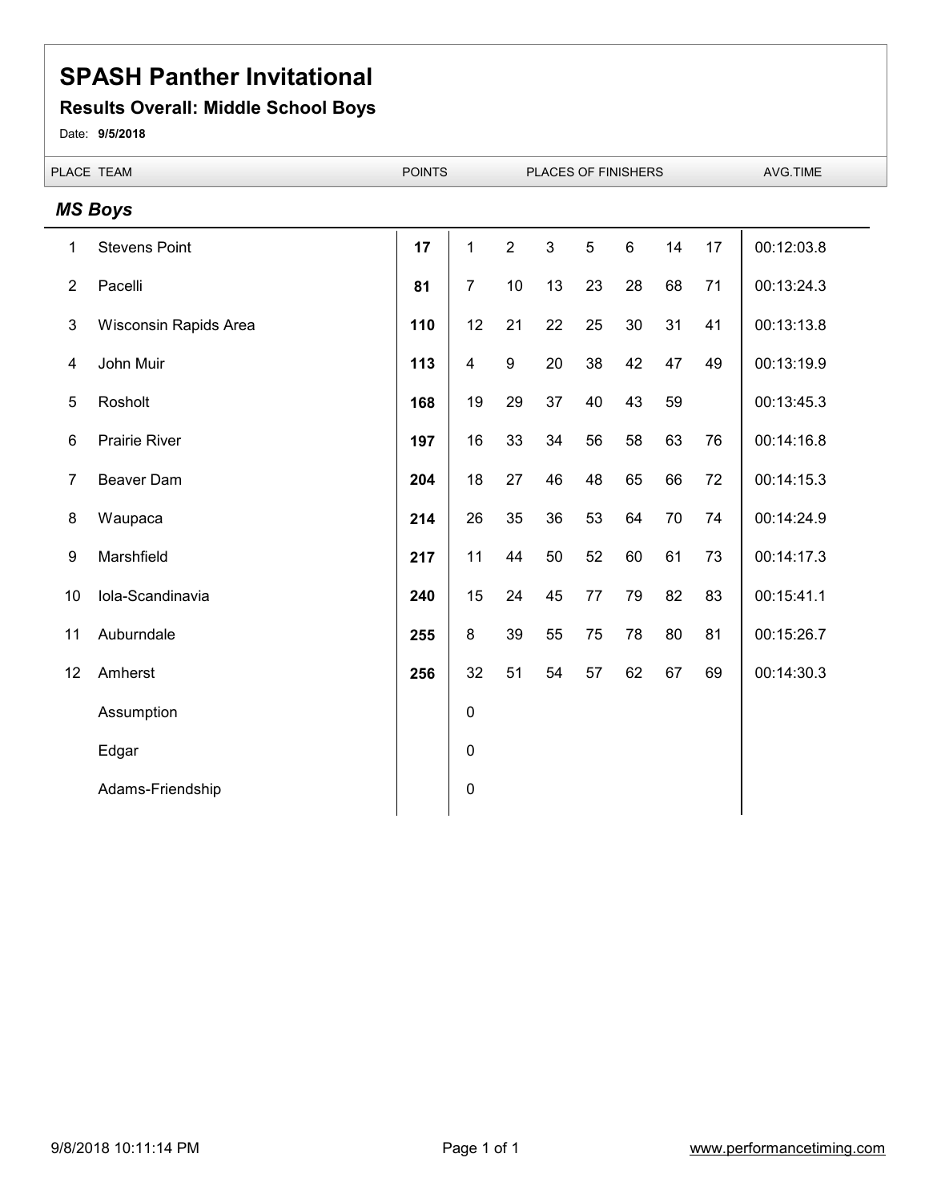# SPASH Panther Invitational

## Results Overall: Middle School Boys

Date: **9/5/2018**

### *MS Boys*

| PLACE | TEAM | POINTS | PLACES OF FINISHERS | | | | | | | AVG.TIME |
|---|---|---|---|---|---|---|---|---|---|---|
| 1 | Stevens Point | **17** | 1 | 2 | 3 | 5 | 6 | 14 | 17 | 00:12:03.8 |
| 2 | Pacelli | **81** | 7 | 10 | 13 | 23 | 28 | 68 | 71 | 00:13:24.3 |
| 3 | Wisconsin Rapids Area | **110** | 12 | 21 | 22 | 25 | 30 | 31 | 41 | 00:13:13.8 |
| 4 | John Muir | **113** | 4 | 9 | 20 | 38 | 42 | 47 | 49 | 00:13:19.9 |
| 5 | Rosholt | **168** | 19 | 29 | 37 | 40 | 43 | 59 | | 00:13:45.3 |
| 6 | Prairie River | **197** | 16 | 33 | 34 | 56 | 58 | 63 | 76 | 00:14:16.8 |
| 7 | Beaver Dam | **204** | 18 | 27 | 46 | 48 | 65 | 66 | 72 | 00:14:15.3 |
| 8 | Waupaca | **214** | 26 | 35 | 36 | 53 | 64 | 70 | 74 | 00:14:24.9 |
| 9 | Marshfield | **217** | 11 | 44 | 50 | 52 | 60 | 61 | 73 | 00:14:17.3 |
| 10 | Iola-Scandinavia | **240** | 15 | 24 | 45 | 77 | 79 | 82 | 83 | 00:15:41.1 |
| 11 | Auburndale | **255** | 8 | 39 | 55 | 75 | 78 | 80 | 81 | 00:15:26.7 |
| 12 | Amherst | **256** | 32 | 51 | 54 | 57 | 62 | 67 | 69 | 00:14:30.3 |
| | Assumption | | 0 | | | | | | | |
| | Edgar | | 0 | | | | | | | |
| | Adams-Friendship | | 0 | | | | | | | |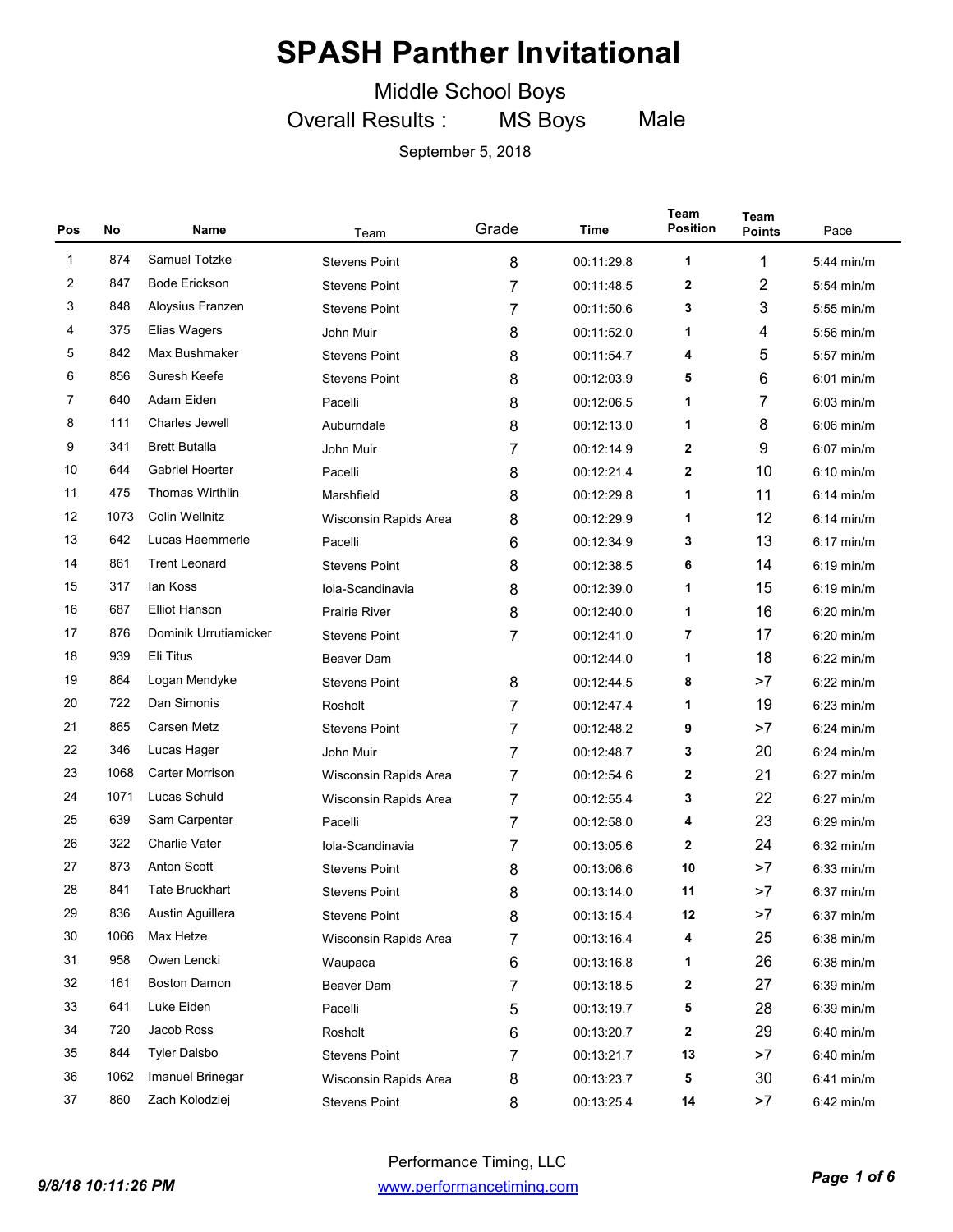# SPASH Panther Invitational

Middle School Boys

Overall Results : MS Boys Male

September 5, 2018

| Pos | No | Name | Team | Grade | Time | Team Position | Team Points | Pace |
|---|---|---|---|---|---|---|---|---|
| 1 | 874 | Samuel Totzke | Stevens Point | 8 | 00:11:29.8 | 1 | 1 | 5:44 min/m |
| 2 | 847 | Bode Erickson | Stevens Point | 7 | 00:11:48.5 | 2 | 2 | 5:54 min/m |
| 3 | 848 | Aloysius Franzen | Stevens Point | 7 | 00:11:50.6 | 3 | 3 | 5:55 min/m |
| 4 | 375 | Elias Wagers | John Muir | 8 | 00:11:52.0 | 1 | 4 | 5:56 min/m |
| 5 | 842 | Max Bushmaker | Stevens Point | 8 | 00:11:54.7 | 4 | 5 | 5:57 min/m |
| 6 | 856 | Suresh Keefe | Stevens Point | 8 | 00:12:03.9 | 5 | 6 | 6:01 min/m |
| 7 | 640 | Adam Eiden | Pacelli | 8 | 00:12:06.5 | 1 | 7 | 6:03 min/m |
| 8 | 111 | Charles Jewell | Auburndale | 8 | 00:12:13.0 | 1 | 8 | 6:06 min/m |
| 9 | 341 | Brett Butalla | John Muir | 7 | 00:12:14.9 | 2 | 9 | 6:07 min/m |
| 10 | 644 | Gabriel Hoerter | Pacelli | 8 | 00:12:21.4 | 2 | 10 | 6:10 min/m |
| 11 | 475 | Thomas Wirthlin | Marshfield | 8 | 00:12:29.8 | 1 | 11 | 6:14 min/m |
| 12 | 1073 | Colin Wellnitz | Wisconsin Rapids Area | 8 | 00:12:29.9 | 1 | 12 | 6:14 min/m |
| 13 | 642 | Lucas Haemmerle | Pacelli | 6 | 00:12:34.9 | 3 | 13 | 6:17 min/m |
| 14 | 861 | Trent Leonard | Stevens Point | 8 | 00:12:38.5 | 6 | 14 | 6:19 min/m |
| 15 | 317 | Ian Koss | Iola-Scandinavia | 8 | 00:12:39.0 | 1 | 15 | 6:19 min/m |
| 16 | 687 | Elliot Hanson | Prairie River | 8 | 00:12:40.0 | 1 | 16 | 6:20 min/m |
| 17 | 876 | Dominik Urrutiamicker | Stevens Point | 7 | 00:12:41.0 | 7 | 17 | 6:20 min/m |
| 18 | 939 | Eli Titus | Beaver Dam | | 00:12:44.0 | 1 | 18 | 6:22 min/m |
| 19 | 864 | Logan Mendyke | Stevens Point | 8 | 00:12:44.5 | 8 | >7 | 6:22 min/m |
| 20 | 722 | Dan Simonis | Rosholt | 7 | 00:12:47.4 | 1 | 19 | 6:23 min/m |
| 21 | 865 | Carsen Metz | Stevens Point | 7 | 00:12:48.2 | 9 | >7 | 6:24 min/m |
| 22 | 346 | Lucas Hager | John Muir | 7 | 00:12:48.7 | 3 | 20 | 6:24 min/m |
| 23 | 1068 | Carter Morrison | Wisconsin Rapids Area | 7 | 00:12:54.6 | 2 | 21 | 6:27 min/m |
| 24 | 1071 | Lucas Schuld | Wisconsin Rapids Area | 7 | 00:12:55.4 | 3 | 22 | 6:27 min/m |
| 25 | 639 | Sam Carpenter | Pacelli | 7 | 00:12:58.0 | 4 | 23 | 6:29 min/m |
| 26 | 322 | Charlie Vater | Iola-Scandinavia | 7 | 00:13:05.6 | 2 | 24 | 6:32 min/m |
| 27 | 873 | Anton Scott | Stevens Point | 8 | 00:13:06.6 | 10 | >7 | 6:33 min/m |
| 28 | 841 | Tate Bruckhart | Stevens Point | 8 | 00:13:14.0 | 11 | >7 | 6:37 min/m |
| 29 | 836 | Austin Aguillera | Stevens Point | 8 | 00:13:15.4 | 12 | >7 | 6:37 min/m |
| 30 | 1066 | Max Hetze | Wisconsin Rapids Area | 7 | 00:13:16.4 | 4 | 25 | 6:38 min/m |
| 31 | 958 | Owen Lencki | Waupaca | 6 | 00:13:16.8 | 1 | 26 | 6:38 min/m |
| 32 | 161 | Boston Damon | Beaver Dam | 7 | 00:13:18.5 | 2 | 27 | 6:39 min/m |
| 33 | 641 | Luke Eiden | Pacelli | 5 | 00:13:19.7 | 5 | 28 | 6:39 min/m |
| 34 | 720 | Jacob Ross | Rosholt | 6 | 00:13:20.7 | 2 | 29 | 6:40 min/m |
| 35 | 844 | Tyler Dalsbo | Stevens Point | 7 | 00:13:21.7 | 13 | >7 | 6:40 min/m |
| 36 | 1062 | Imanuel Brinegar | Wisconsin Rapids Area | 8 | 00:13:23.7 | 5 | 30 | 6:41 min/m |
| 37 | 860 | Zach Kolodziej | Stevens Point | 8 | 00:13:25.4 | 14 | >7 | 6:42 min/m |

Performance Timing, LLC

www.performancetiming.com

*9/8/18 10:11:26 PM*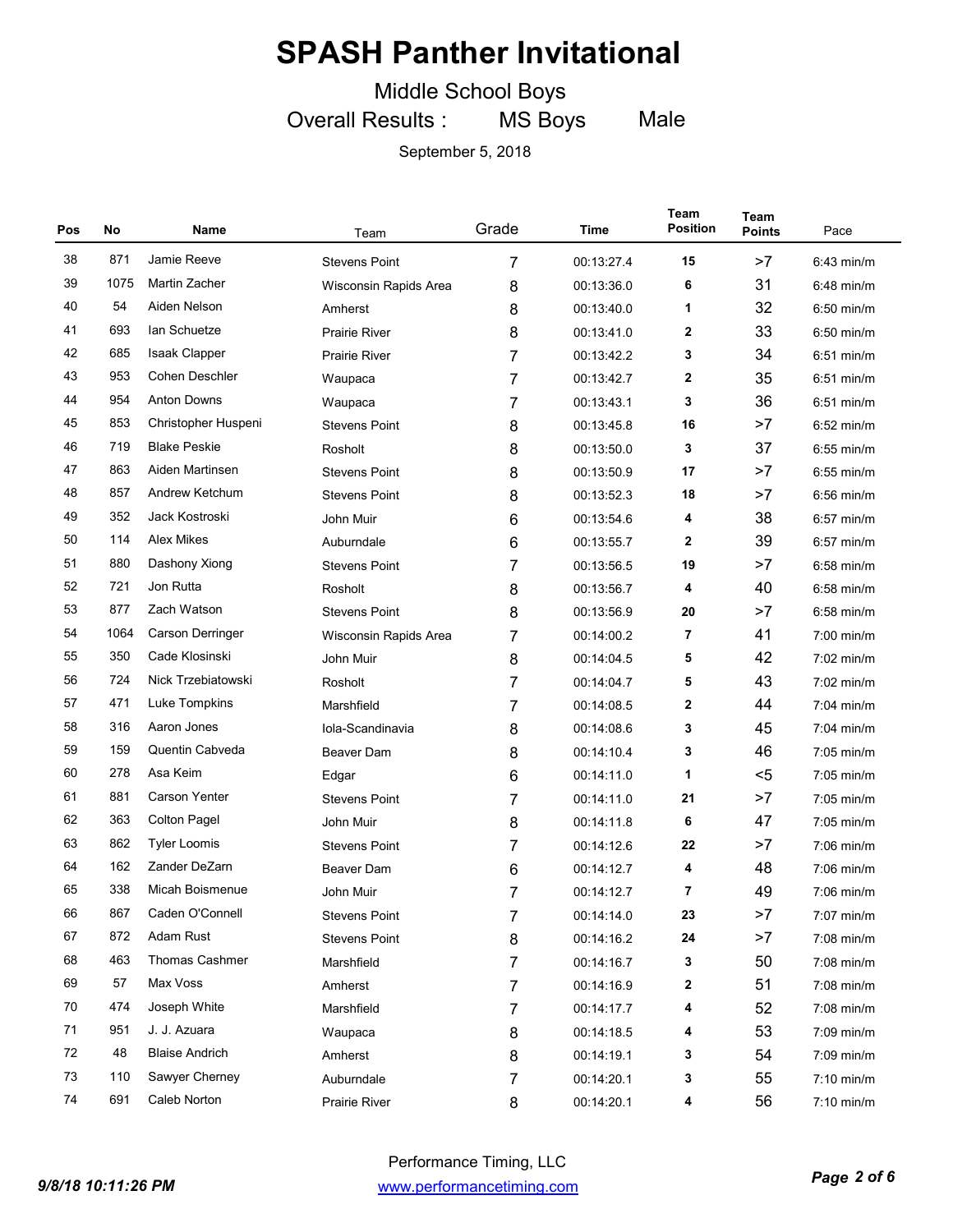# SPASH Panther Invitational

Middle School Boys

Overall Results : MS Boys Male

September 5, 2018

| Pos | No | Name | Team | Grade | Time | Team Position | Team Points | Pace |
|---|---|---|---|---|---|---|---|---|
| 38 | 871 | Jamie Reeve | Stevens Point | 7 | 00:13:27.4 | 15 | >7 | 6:43 min/m |
| 39 | 1075 | Martin Zacher | Wisconsin Rapids Area | 8 | 00:13:36.0 | 6 | 31 | 6:48 min/m |
| 40 | 54 | Aiden Nelson | Amherst | 8 | 00:13:40.0 | 1 | 32 | 6:50 min/m |
| 41 | 693 | Ian Schuetze | Prairie River | 8 | 00:13:41.0 | 2 | 33 | 6:50 min/m |
| 42 | 685 | Isaak Clapper | Prairie River | 7 | 00:13:42.2 | 3 | 34 | 6:51 min/m |
| 43 | 953 | Cohen Deschler | Waupaca | 7 | 00:13:42.7 | 2 | 35 | 6:51 min/m |
| 44 | 954 | Anton Downs | Waupaca | 7 | 00:13:43.1 | 3 | 36 | 6:51 min/m |
| 45 | 853 | Christopher Huspeni | Stevens Point | 8 | 00:13:45.8 | 16 | >7 | 6:52 min/m |
| 46 | 719 | Blake Peskie | Rosholt | 8 | 00:13:50.0 | 3 | 37 | 6:55 min/m |
| 47 | 863 | Aiden Martinsen | Stevens Point | 8 | 00:13:50.9 | 17 | >7 | 6:55 min/m |
| 48 | 857 | Andrew Ketchum | Stevens Point | 8 | 00:13:52.3 | 18 | >7 | 6:56 min/m |
| 49 | 352 | Jack Kostroski | John Muir | 6 | 00:13:54.6 | 4 | 38 | 6:57 min/m |
| 50 | 114 | Alex Mikes | Auburndale | 6 | 00:13:55.7 | 2 | 39 | 6:57 min/m |
| 51 | 880 | Dashony Xiong | Stevens Point | 7 | 00:13:56.5 | 19 | >7 | 6:58 min/m |
| 52 | 721 | Jon Rutta | Rosholt | 8 | 00:13:56.7 | 4 | 40 | 6:58 min/m |
| 53 | 877 | Zach Watson | Stevens Point | 8 | 00:13:56.9 | 20 | >7 | 6:58 min/m |
| 54 | 1064 | Carson Derringer | Wisconsin Rapids Area | 7 | 00:14:00.2 | 7 | 41 | 7:00 min/m |
| 55 | 350 | Cade Klosinski | John Muir | 8 | 00:14:04.5 | 5 | 42 | 7:02 min/m |
| 56 | 724 | Nick Trzebiatowski | Rosholt | 7 | 00:14:04.7 | 5 | 43 | 7:02 min/m |
| 57 | 471 | Luke Tompkins | Marshfield | 7 | 00:14:08.5 | 2 | 44 | 7:04 min/m |
| 58 | 316 | Aaron Jones | Iola-Scandinavia | 8 | 00:14:08.6 | 3 | 45 | 7:04 min/m |
| 59 | 159 | Quentin Cabveda | Beaver Dam | 8 | 00:14:10.4 | 3 | 46 | 7:05 min/m |
| 60 | 278 | Asa Keim | Edgar | 6 | 00:14:11.0 | 1 | <5 | 7:05 min/m |
| 61 | 881 | Carson Yenter | Stevens Point | 7 | 00:14:11.0 | 21 | >7 | 7:05 min/m |
| 62 | 363 | Colton Pagel | John Muir | 8 | 00:14:11.8 | 6 | 47 | 7:05 min/m |
| 63 | 862 | Tyler Loomis | Stevens Point | 7 | 00:14:12.6 | 22 | >7 | 7:06 min/m |
| 64 | 162 | Zander DeZarn | Beaver Dam | 6 | 00:14:12.7 | 4 | 48 | 7:06 min/m |
| 65 | 338 | Micah Boismenue | John Muir | 7 | 00:14:12.7 | 7 | 49 | 7:06 min/m |
| 66 | 867 | Caden O'Connell | Stevens Point | 7 | 00:14:14.0 | 23 | >7 | 7:07 min/m |
| 67 | 872 | Adam Rust | Stevens Point | 8 | 00:14:16.2 | 24 | >7 | 7:08 min/m |
| 68 | 463 | Thomas Cashmer | Marshfield | 7 | 00:14:16.7 | 3 | 50 | 7:08 min/m |
| 69 | 57 | Max Voss | Amherst | 7 | 00:14:16.9 | 2 | 51 | 7:08 min/m |
| 70 | 474 | Joseph White | Marshfield | 7 | 00:14:17.7 | 4 | 52 | 7:08 min/m |
| 71 | 951 | J. J. Azuara | Waupaca | 8 | 00:14:18.5 | 4 | 53 | 7:09 min/m |
| 72 | 48 | Blaise Andrich | Amherst | 8 | 00:14:19.1 | 3 | 54 | 7:09 min/m |
| 73 | 110 | Sawyer Cherney | Auburndale | 7 | 00:14:20.1 | 3 | 55 | 7:10 min/m |
| 74 | 691 | Caleb Norton | Prairie River | 8 | 00:14:20.1 | 4 | 56 | 7:10 min/m |

Performance Timing, LLC

www.performancetiming.com

9/8/18 10:11:26 PM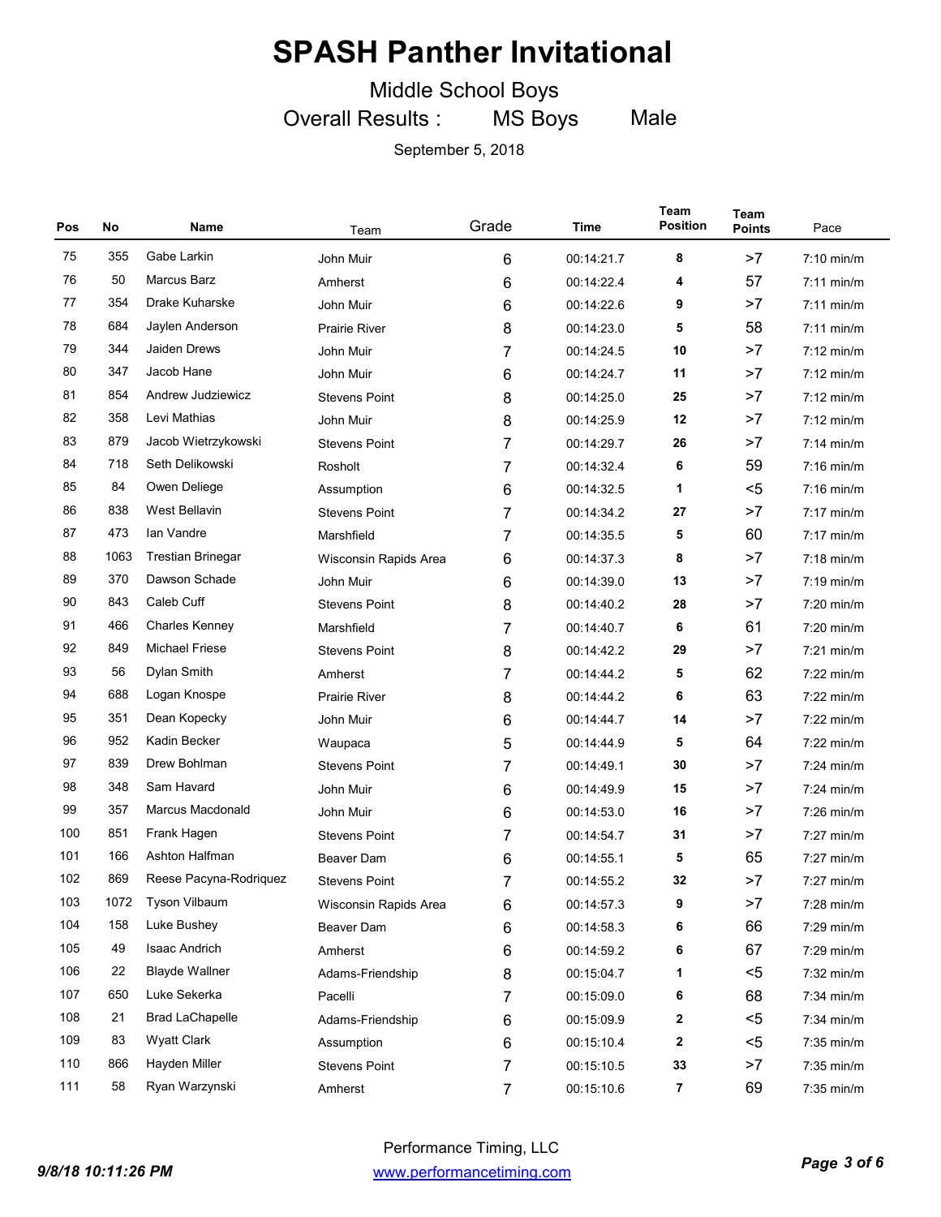# SPASH Panther Invitational

Middle School Boys

Overall Results : MS Boys Male

September 5, 2018

| Pos | No | Name | Team | Grade | Time | Team Position | Team Points | Pace |
|---|---|---|---|---|---|---|---|---|
| 75 | 355 | Gabe Larkin | John Muir | 6 | 00:14:21.7 | 8 | >7 | 7:10 min/m |
| 76 | 50 | Marcus Barz | Amherst | 6 | 00:14:22.4 | 4 | 57 | 7:11 min/m |
| 77 | 354 | Drake Kuharske | John Muir | 6 | 00:14:22.6 | 9 | >7 | 7:11 min/m |
| 78 | 684 | Jaylen Anderson | Prairie River | 8 | 00:14:23.0 | 5 | 58 | 7:11 min/m |
| 79 | 344 | Jaiden Drews | John Muir | 7 | 00:14:24.5 | 10 | >7 | 7:12 min/m |
| 80 | 347 | Jacob Hane | John Muir | 6 | 00:14:24.7 | 11 | >7 | 7:12 min/m |
| 81 | 854 | Andrew Judziewicz | Stevens Point | 8 | 00:14:25.0 | 25 | >7 | 7:12 min/m |
| 82 | 358 | Levi Mathias | John Muir | 8 | 00:14:25.9 | 12 | >7 | 7:12 min/m |
| 83 | 879 | Jacob Wietrzykowski | Stevens Point | 7 | 00:14:29.7 | 26 | >7 | 7:14 min/m |
| 84 | 718 | Seth Delikowski | Rosholt | 7 | 00:14:32.4 | 6 | 59 | 7:16 min/m |
| 85 | 84 | Owen Deliege | Assumption | 6 | 00:14:32.5 | 1 | <5 | 7:16 min/m |
| 86 | 838 | West Bellavin | Stevens Point | 7 | 00:14:34.2 | 27 | >7 | 7:17 min/m |
| 87 | 473 | Ian Vandre | Marshfield | 7 | 00:14:35.5 | 5 | 60 | 7:17 min/m |
| 88 | 1063 | Trestian Brinegar | Wisconsin Rapids Area | 6 | 00:14:37.3 | 8 | >7 | 7:18 min/m |
| 89 | 370 | Dawson Schade | John Muir | 6 | 00:14:39.0 | 13 | >7 | 7:19 min/m |
| 90 | 843 | Caleb Cuff | Stevens Point | 8 | 00:14:40.2 | 28 | >7 | 7:20 min/m |
| 91 | 466 | Charles Kenney | Marshfield | 7 | 00:14:40.7 | 6 | 61 | 7:20 min/m |
| 92 | 849 | Michael Friese | Stevens Point | 8 | 00:14:42.2 | 29 | >7 | 7:21 min/m |
| 93 | 56 | Dylan Smith | Amherst | 7 | 00:14:44.2 | 5 | 62 | 7:22 min/m |
| 94 | 688 | Logan Knospe | Prairie River | 8 | 00:14:44.2 | 6 | 63 | 7:22 min/m |
| 95 | 351 | Dean Kopecky | John Muir | 6 | 00:14:44.7 | 14 | >7 | 7:22 min/m |
| 96 | 952 | Kadin Becker | Waupaca | 5 | 00:14:44.9 | 5 | 64 | 7:22 min/m |
| 97 | 839 | Drew Bohlman | Stevens Point | 7 | 00:14:49.1 | 30 | >7 | 7:24 min/m |
| 98 | 348 | Sam Havard | John Muir | 6 | 00:14:49.9 | 15 | >7 | 7:24 min/m |
| 99 | 357 | Marcus Macdonald | John Muir | 6 | 00:14:53.0 | 16 | >7 | 7:26 min/m |
| 100 | 851 | Frank Hagen | Stevens Point | 7 | 00:14:54.7 | 31 | >7 | 7:27 min/m |
| 101 | 166 | Ashton Halfman | Beaver Dam | 6 | 00:14:55.1 | 5 | 65 | 7:27 min/m |
| 102 | 869 | Reese Pacyna-Rodriquez | Stevens Point | 7 | 00:14:55.2 | 32 | >7 | 7:27 min/m |
| 103 | 1072 | Tyson Vilbaum | Wisconsin Rapids Area | 6 | 00:14:57.3 | 9 | >7 | 7:28 min/m |
| 104 | 158 | Luke Bushey | Beaver Dam | 6 | 00:14:58.3 | 6 | 66 | 7:29 min/m |
| 105 | 49 | Isaac Andrich | Amherst | 6 | 00:14:59.2 | 6 | 67 | 7:29 min/m |
| 106 | 22 | Blayde Wallner | Adams-Friendship | 8 | 00:15:04.7 | 1 | <5 | 7:32 min/m |
| 107 | 650 | Luke Sekerka | Pacelli | 7 | 00:15:09.0 | 6 | 68 | 7:34 min/m |
| 108 | 21 | Brad LaChapelle | Adams-Friendship | 6 | 00:15:09.9 | 2 | <5 | 7:34 min/m |
| 109 | 83 | Wyatt Clark | Assumption | 6 | 00:15:10.4 | 2 | <5 | 7:35 min/m |
| 110 | 866 | Hayden Miller | Stevens Point | 7 | 00:15:10.5 | 33 | >7 | 7:35 min/m |
| 111 | 58 | Ryan Warzynski | Amherst | 7 | 00:15:10.6 | 7 | 69 | 7:35 min/m |

Performance Timing, LLC

www.performancetiming.com

*9/8/18 10:11:26 PM*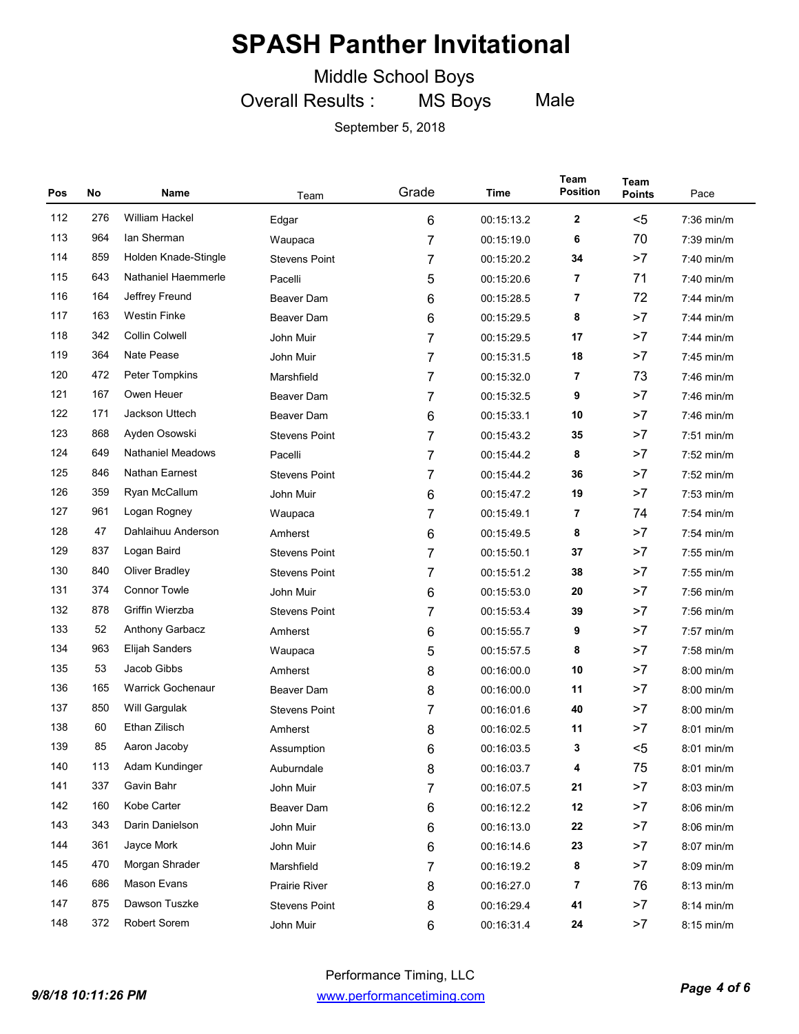# SPASH Panther Invitational

Middle School Boys

Overall Results : MS Boys Male

September 5, 2018

| Pos | No | Name | Team | Grade | Time | Team Position | Team Points | Pace |
|---|---|---|---|---|---|---|---|---|
| 112 | 276 | William Hackel | Edgar | 6 | 00:15:13.2 | 2 | <5 | 7:36 min/m |
| 113 | 964 | Ian Sherman | Waupaca | 7 | 00:15:19.0 | 6 | 70 | 7:39 min/m |
| 114 | 859 | Holden Knade-Stingle | Stevens Point | 7 | 00:15:20.2 | 34 | >7 | 7:40 min/m |
| 115 | 643 | Nathaniel Haemmerle | Pacelli | 5 | 00:15:20.6 | 7 | 71 | 7:40 min/m |
| 116 | 164 | Jeffrey Freund | Beaver Dam | 6 | 00:15:28.5 | 7 | 72 | 7:44 min/m |
| 117 | 163 | Westin Finke | Beaver Dam | 6 | 00:15:29.5 | 8 | >7 | 7:44 min/m |
| 118 | 342 | Collin Colwell | John Muir | 7 | 00:15:29.5 | 17 | >7 | 7:44 min/m |
| 119 | 364 | Nate Pease | John Muir | 7 | 00:15:31.5 | 18 | >7 | 7:45 min/m |
| 120 | 472 | Peter Tompkins | Marshfield | 7 | 00:15:32.0 | 7 | 73 | 7:46 min/m |
| 121 | 167 | Owen Heuer | Beaver Dam | 7 | 00:15:32.5 | 9 | >7 | 7:46 min/m |
| 122 | 171 | Jackson Uttech | Beaver Dam | 6 | 00:15:33.1 | 10 | >7 | 7:46 min/m |
| 123 | 868 | Ayden Osowski | Stevens Point | 7 | 00:15:43.2 | 35 | >7 | 7:51 min/m |
| 124 | 649 | Nathaniel Meadows | Pacelli | 7 | 00:15:44.2 | 8 | >7 | 7:52 min/m |
| 125 | 846 | Nathan Earnest | Stevens Point | 7 | 00:15:44.2 | 36 | >7 | 7:52 min/m |
| 126 | 359 | Ryan McCallum | John Muir | 6 | 00:15:47.2 | 19 | >7 | 7:53 min/m |
| 127 | 961 | Logan Rogney | Waupaca | 7 | 00:15:49.1 | 7 | 74 | 7:54 min/m |
| 128 | 47 | Dahlaihuu Anderson | Amherst | 6 | 00:15:49.5 | 8 | >7 | 7:54 min/m |
| 129 | 837 | Logan Baird | Stevens Point | 7 | 00:15:50.1 | 37 | >7 | 7:55 min/m |
| 130 | 840 | Oliver Bradley | Stevens Point | 7 | 00:15:51.2 | 38 | >7 | 7:55 min/m |
| 131 | 374 | Connor Towle | John Muir | 6 | 00:15:53.0 | 20 | >7 | 7:56 min/m |
| 132 | 878 | Griffin Wierzba | Stevens Point | 7 | 00:15:53.4 | 39 | >7 | 7:56 min/m |
| 133 | 52 | Anthony Garbacz | Amherst | 6 | 00:15:55.7 | 9 | >7 | 7:57 min/m |
| 134 | 963 | Elijah Sanders | Waupaca | 5 | 00:15:57.5 | 8 | >7 | 7:58 min/m |
| 135 | 53 | Jacob Gibbs | Amherst | 8 | 00:16:00.0 | 10 | >7 | 8:00 min/m |
| 136 | 165 | Warrick Gochenaur | Beaver Dam | 8 | 00:16:00.0 | 11 | >7 | 8:00 min/m |
| 137 | 850 | Will Gargulak | Stevens Point | 7 | 00:16:01.6 | 40 | >7 | 8:00 min/m |
| 138 | 60 | Ethan Zilisch | Amherst | 8 | 00:16:02.5 | 11 | >7 | 8:01 min/m |
| 139 | 85 | Aaron Jacoby | Assumption | 6 | 00:16:03.5 | 3 | <5 | 8:01 min/m |
| 140 | 113 | Adam Kundinger | Auburndale | 8 | 00:16:03.7 | 4 | 75 | 8:01 min/m |
| 141 | 337 | Gavin Bahr | John Muir | 7 | 00:16:07.5 | 21 | >7 | 8:03 min/m |
| 142 | 160 | Kobe Carter | Beaver Dam | 6 | 00:16:12.2 | 12 | >7 | 8:06 min/m |
| 143 | 343 | Darin Danielson | John Muir | 6 | 00:16:13.0 | 22 | >7 | 8:06 min/m |
| 144 | 361 | Jayce Mork | John Muir | 6 | 00:16:14.6 | 23 | >7 | 8:07 min/m |
| 145 | 470 | Morgan Shrader | Marshfield | 7 | 00:16:19.2 | 8 | >7 | 8:09 min/m |
| 146 | 686 | Mason Evans | Prairie River | 8 | 00:16:27.0 | 7 | 76 | 8:13 min/m |
| 147 | 875 | Dawson Tuszke | Stevens Point | 8 | 00:16:29.4 | 41 | >7 | 8:14 min/m |
| 148 | 372 | Robert Sorem | John Muir | 6 | 00:16:31.4 | 24 | >7 | 8:15 min/m |

Performance Timing, LLC

www.performancetiming.com

*9/8/18 10:11:26 PM*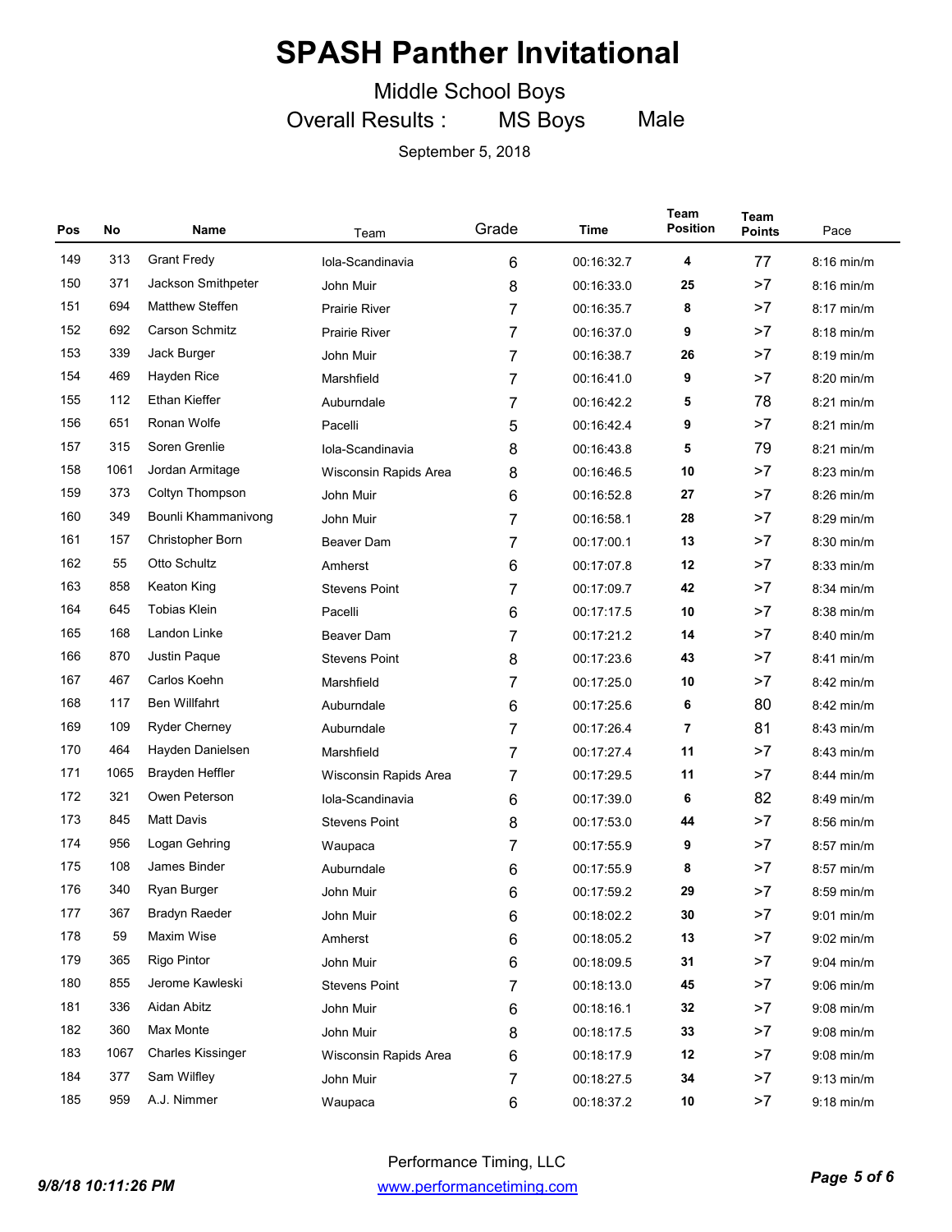# SPASH Panther Invitational

## Middle School Boys

### Overall Results : MS Boys Male

September 5, 2018

| Pos | No | Name | Team | Grade | Time | Team Position | Team Points | Pace |
|---|---|---|---|---|---|---|---|---|
| 149 | 313 | Grant Fredy | Iola-Scandinavia | 6 | 00:16:32.7 | 4 | 77 | 8:16 min/m |
| 150 | 371 | Jackson Smithpeter | John Muir | 8 | 00:16:33.0 | 25 | >7 | 8:16 min/m |
| 151 | 694 | Matthew Steffen | Prairie River | 7 | 00:16:35.7 | 8 | >7 | 8:17 min/m |
| 152 | 692 | Carson Schmitz | Prairie River | 7 | 00:16:37.0 | 9 | >7 | 8:18 min/m |
| 153 | 339 | Jack Burger | John Muir | 7 | 00:16:38.7 | 26 | >7 | 8:19 min/m |
| 154 | 469 | Hayden Rice | Marshfield | 7 | 00:16:41.0 | 9 | >7 | 8:20 min/m |
| 155 | 112 | Ethan Kieffer | Auburndale | 7 | 00:16:42.2 | 5 | 78 | 8:21 min/m |
| 156 | 651 | Ronan Wolfe | Pacelli | 5 | 00:16:42.4 | 9 | >7 | 8:21 min/m |
| 157 | 315 | Soren Grenlie | Iola-Scandinavia | 8 | 00:16:43.8 | 5 | 79 | 8:21 min/m |
| 158 | 1061 | Jordan Armitage | Wisconsin Rapids Area | 8 | 00:16:46.5 | 10 | >7 | 8:23 min/m |
| 159 | 373 | Coltyn Thompson | John Muir | 6 | 00:16:52.8 | 27 | >7 | 8:26 min/m |
| 160 | 349 | Bounli Khammanivong | John Muir | 7 | 00:16:58.1 | 28 | >7 | 8:29 min/m |
| 161 | 157 | Christopher Born | Beaver Dam | 7 | 00:17:00.1 | 13 | >7 | 8:30 min/m |
| 162 | 55 | Otto Schultz | Amherst | 6 | 00:17:07.8 | 12 | >7 | 8:33 min/m |
| 163 | 858 | Keaton King | Stevens Point | 7 | 00:17:09.7 | 42 | >7 | 8:34 min/m |
| 164 | 645 | Tobias Klein | Pacelli | 6 | 00:17:17.5 | 10 | >7 | 8:38 min/m |
| 165 | 168 | Landon Linke | Beaver Dam | 7 | 00:17:21.2 | 14 | >7 | 8:40 min/m |
| 166 | 870 | Justin Paque | Stevens Point | 8 | 00:17:23.6 | 43 | >7 | 8:41 min/m |
| 167 | 467 | Carlos Koehn | Marshfield | 7 | 00:17:25.0 | 10 | >7 | 8:42 min/m |
| 168 | 117 | Ben Willfahrt | Auburndale | 6 | 00:17:25.6 | 6 | 80 | 8:42 min/m |
| 169 | 109 | Ryder Cherney | Auburndale | 7 | 00:17:26.4 | 7 | 81 | 8:43 min/m |
| 170 | 464 | Hayden Danielsen | Marshfield | 7 | 00:17:27.4 | 11 | >7 | 8:43 min/m |
| 171 | 1065 | Brayden Heffler | Wisconsin Rapids Area | 7 | 00:17:29.5 | 11 | >7 | 8:44 min/m |
| 172 | 321 | Owen Peterson | Iola-Scandinavia | 6 | 00:17:39.0 | 6 | 82 | 8:49 min/m |
| 173 | 845 | Matt Davis | Stevens Point | 8 | 00:17:53.0 | 44 | >7 | 8:56 min/m |
| 174 | 956 | Logan Gehring | Waupaca | 7 | 00:17:55.9 | 9 | >7 | 8:57 min/m |
| 175 | 108 | James Binder | Auburndale | 6 | 00:17:55.9 | 8 | >7 | 8:57 min/m |
| 176 | 340 | Ryan Burger | John Muir | 6 | 00:17:59.2 | 29 | >7 | 8:59 min/m |
| 177 | 367 | Bradyn Raeder | John Muir | 6 | 00:18:02.2 | 30 | >7 | 9:01 min/m |
| 178 | 59 | Maxim Wise | Amherst | 6 | 00:18:05.2 | 13 | >7 | 9:02 min/m |
| 179 | 365 | Rigo Pintor | John Muir | 6 | 00:18:09.5 | 31 | >7 | 9:04 min/m |
| 180 | 855 | Jerome Kawleski | Stevens Point | 7 | 00:18:13.0 | 45 | >7 | 9:06 min/m |
| 181 | 336 | Aidan Abitz | John Muir | 6 | 00:18:16.1 | 32 | >7 | 9:08 min/m |
| 182 | 360 | Max Monte | John Muir | 8 | 00:18:17.5 | 33 | >7 | 9:08 min/m |
| 183 | 1067 | Charles Kissinger | Wisconsin Rapids Area | 6 | 00:18:17.9 | 12 | >7 | 9:08 min/m |
| 184 | 377 | Sam Wilfley | John Muir | 7 | 00:18:27.5 | 34 | >7 | 9:13 min/m |
| 185 | 959 | A.J. Nimmer | Waupaca | 6 | 00:18:37.2 | 10 | >7 | 9:18 min/m |

Performance Timing, LLC
www.performancetiming.com

9/8/18 10:11:26 PM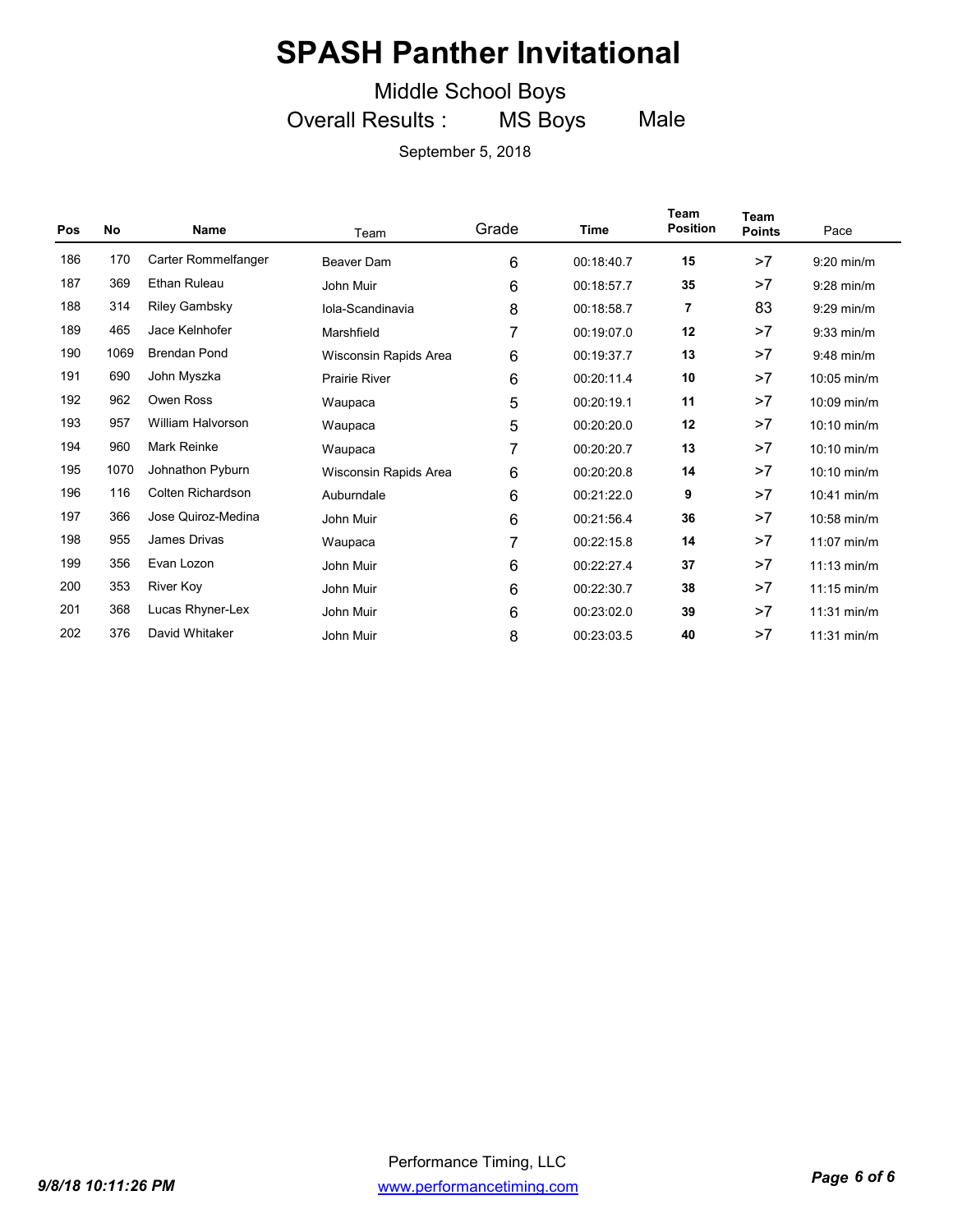# SPASH Panther Invitational

Middle School Boys

Overall Results : MS Boys Male

September 5, 2018

| Pos | No | Name | Team | Grade | Time | Team Position | Team Points | Pace |
|---|---|---|---|---|---|---|---|---|
| 186 | 170 | Carter Rommelfanger | Beaver Dam | 6 | 00:18:40.7 | **15** | >7 | 9:20 min/m |
| 187 | 369 | Ethan Ruleau | John Muir | 6 | 00:18:57.7 | **35** | >7 | 9:28 min/m |
| 188 | 314 | Riley Gambsky | Iola-Scandinavia | 8 | 00:18:58.7 | **7** | 83 | 9:29 min/m |
| 189 | 465 | Jace Kelnhofer | Marshfield | 7 | 00:19:07.0 | **12** | >7 | 9:33 min/m |
| 190 | 1069 | Brendan Pond | Wisconsin Rapids Area | 6 | 00:19:37.7 | **13** | >7 | 9:48 min/m |
| 191 | 690 | John Myszka | Prairie River | 6 | 00:20:11.4 | **10** | >7 | 10:05 min/m |
| 192 | 962 | Owen Ross | Waupaca | 5 | 00:20:19.1 | **11** | >7 | 10:09 min/m |
| 193 | 957 | William Halvorson | Waupaca | 5 | 00:20:20.0 | **12** | >7 | 10:10 min/m |
| 194 | 960 | Mark Reinke | Waupaca | 7 | 00:20:20.7 | **13** | >7 | 10:10 min/m |
| 195 | 1070 | Johnathon Pyburn | Wisconsin Rapids Area | 6 | 00:20:20.8 | **14** | >7 | 10:10 min/m |
| 196 | 116 | Colten Richardson | Auburndale | 6 | 00:21:22.0 | **9** | >7 | 10:41 min/m |
| 197 | 366 | Jose Quiroz-Medina | John Muir | 6 | 00:21:56.4 | **36** | >7 | 10:58 min/m |
| 198 | 955 | James Drivas | Waupaca | 7 | 00:22:15.8 | **14** | >7 | 11:07 min/m |
| 199 | 356 | Evan Lozon | John Muir | 6 | 00:22:27.4 | **37** | >7 | 11:13 min/m |
| 200 | 353 | River Koy | John Muir | 6 | 00:22:30.7 | **38** | >7 | 11:15 min/m |
| 201 | 368 | Lucas Rhyner-Lex | John Muir | 6 | 00:23:02.0 | **39** | >7 | 11:31 min/m |
| 202 | 376 | David Whitaker | John Muir | 8 | 00:23:03.5 | **40** | >7 | 11:31 min/m |

Performance Timing, LLC

www.performancetiming.com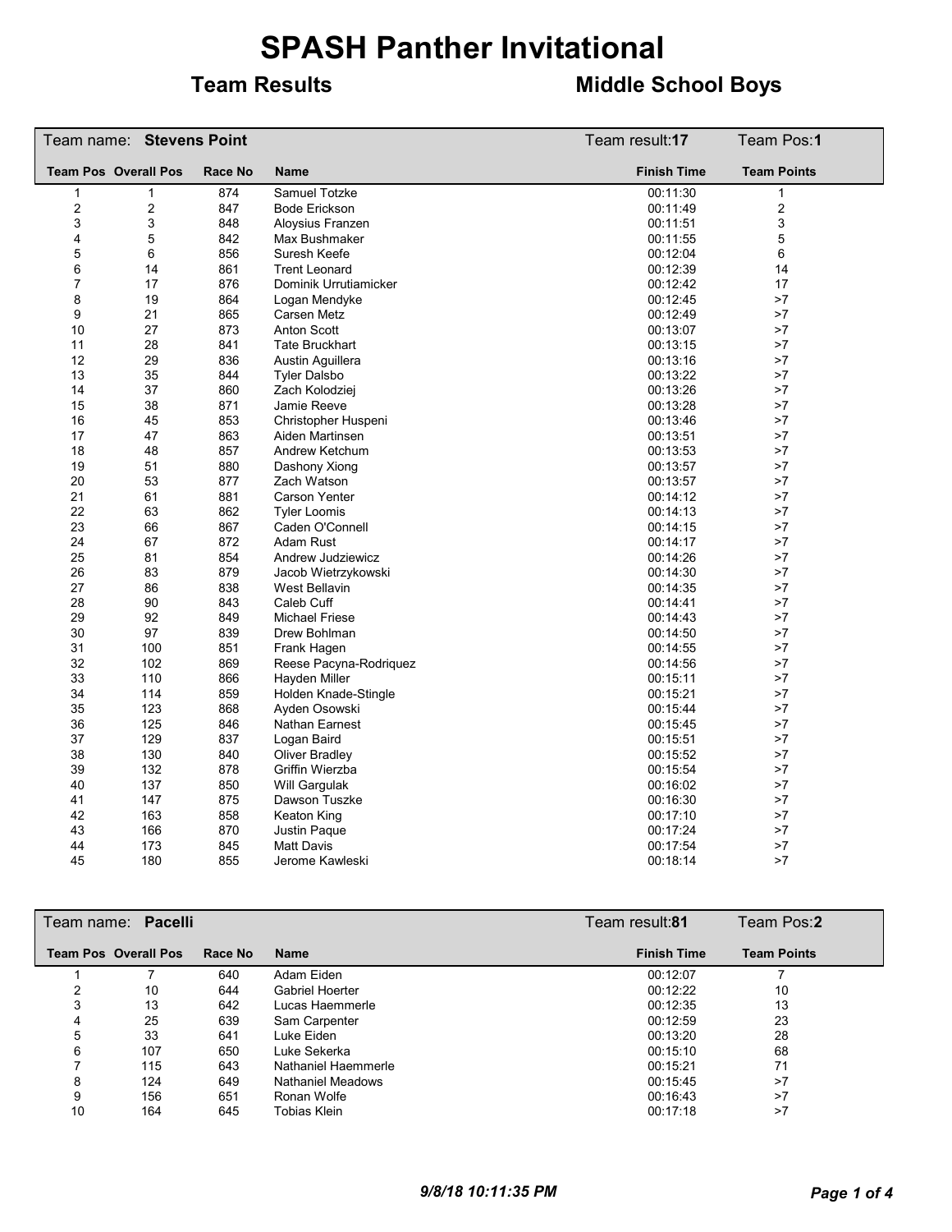# SPASH Panther Invitational

## Team Results — Middle School Boys

**Team name: Stevens Point** — Team result: **17** — Team Pos: **1**

| Team Pos | Overall Pos | Race No | Name | Finish Time | Team Points |
|---|---|---|---|---|---|
| 1 | 1 | 874 | Samuel Totzke | 00:11:30 | 1 |
| 2 | 2 | 847 | Bode Erickson | 00:11:49 | 2 |
| 3 | 3 | 848 | Aloysius Franzen | 00:11:51 | 3 |
| 4 | 5 | 842 | Max Bushmaker | 00:11:55 | 5 |
| 5 | 6 | 856 | Suresh Keefe | 00:12:04 | 6 |
| 6 | 14 | 861 | Trent Leonard | 00:12:39 | 14 |
| 7 | 17 | 876 | Dominik Urrutiamicker | 00:12:42 | 17 |
| 8 | 19 | 864 | Logan Mendyke | 00:12:45 | >7 |
| 9 | 21 | 865 | Carsen Metz | 00:12:49 | >7 |
| 10 | 27 | 873 | Anton Scott | 00:13:07 | >7 |
| 11 | 28 | 841 | Tate Bruckhart | 00:13:15 | >7 |
| 12 | 29 | 836 | Austin Aguillera | 00:13:16 | >7 |
| 13 | 35 | 844 | Tyler Dalsbo | 00:13:22 | >7 |
| 14 | 37 | 860 | Zach Kolodziej | 00:13:26 | >7 |
| 15 | 38 | 871 | Jamie Reeve | 00:13:28 | >7 |
| 16 | 45 | 853 | Christopher Huspeni | 00:13:46 | >7 |
| 17 | 47 | 863 | Aiden Martinsen | 00:13:51 | >7 |
| 18 | 48 | 857 | Andrew Ketchum | 00:13:53 | >7 |
| 19 | 51 | 880 | Dashony Xiong | 00:13:57 | >7 |
| 20 | 53 | 877 | Zach Watson | 00:13:57 | >7 |
| 21 | 61 | 881 | Carson Yenter | 00:14:12 | >7 |
| 22 | 63 | 862 | Tyler Loomis | 00:14:13 | >7 |
| 23 | 66 | 867 | Caden O'Connell | 00:14:15 | >7 |
| 24 | 67 | 872 | Adam Rust | 00:14:17 | >7 |
| 25 | 81 | 854 | Andrew Judziewicz | 00:14:26 | >7 |
| 26 | 83 | 879 | Jacob Wietrzykowski | 00:14:30 | >7 |
| 27 | 86 | 838 | West Bellavin | 00:14:35 | >7 |
| 28 | 90 | 843 | Caleb Cuff | 00:14:41 | >7 |
| 29 | 92 | 849 | Michael Friese | 00:14:43 | >7 |
| 30 | 97 | 839 | Drew Bohlman | 00:14:50 | >7 |
| 31 | 100 | 851 | Frank Hagen | 00:14:55 | >7 |
| 32 | 102 | 869 | Reese Pacyna-Rodriquez | 00:14:56 | >7 |
| 33 | 110 | 866 | Hayden Miller | 00:15:11 | >7 |
| 34 | 114 | 859 | Holden Knade-Stingle | 00:15:21 | >7 |
| 35 | 123 | 868 | Ayden Osowski | 00:15:44 | >7 |
| 36 | 125 | 846 | Nathan Earnest | 00:15:45 | >7 |
| 37 | 129 | 837 | Logan Baird | 00:15:51 | >7 |
| 38 | 130 | 840 | Oliver Bradley | 00:15:52 | >7 |
| 39 | 132 | 878 | Griffin Wierzba | 00:15:54 | >7 |
| 40 | 137 | 850 | Will Gargulak | 00:16:02 | >7 |
| 41 | 147 | 875 | Dawson Tuszke | 00:16:30 | >7 |
| 42 | 163 | 858 | Keaton King | 00:17:10 | >7 |
| 43 | 166 | 870 | Justin Paque | 00:17:24 | >7 |
| 44 | 173 | 845 | Matt Davis | 00:17:54 | >7 |
| 45 | 180 | 855 | Jerome Kawleski | 00:18:14 | >7 |

**Team name: Pacelli** — Team result: **81** — Team Pos: **2**

| Team Pos | Overall Pos | Race No | Name | Finish Time | Team Points |
|---|---|---|---|---|---|
| 1 | 7 | 640 | Adam Eiden | 00:12:07 | 7 |
| 2 | 10 | 644 | Gabriel Hoerter | 00:12:22 | 10 |
| 3 | 13 | 642 | Lucas Haemmerle | 00:12:35 | 13 |
| 4 | 25 | 639 | Sam Carpenter | 00:12:59 | 23 |
| 5 | 33 | 641 | Luke Eiden | 00:13:20 | 28 |
| 6 | 107 | 650 | Luke Sekerka | 00:15:10 | 68 |
| 7 | 115 | 643 | Nathaniel Haemmerle | 00:15:21 | 71 |
| 8 | 124 | 649 | Nathaniel Meadows | 00:15:45 | >7 |
| 9 | 156 | 651 | Ronan Wolfe | 00:16:43 | >7 |
| 10 | 164 | 645 | Tobias Klein | 00:17:18 | >7 |

*9/8/18 10:11:35 PM*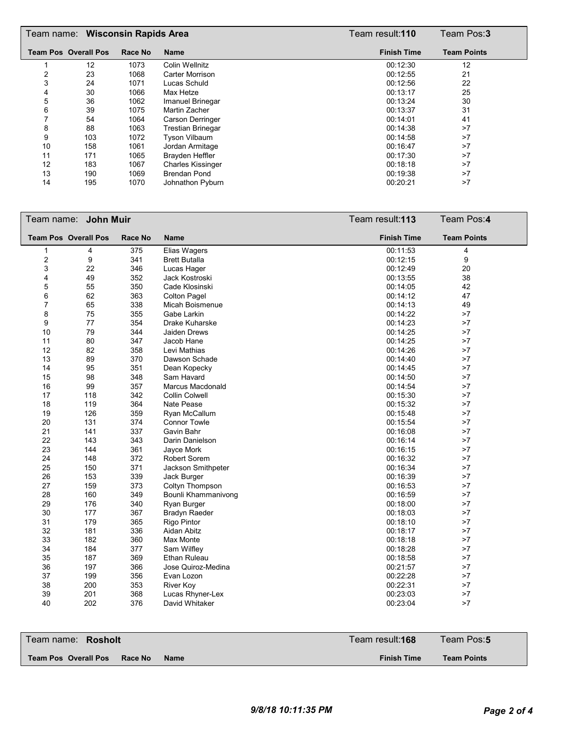Team name: **Wisconsin Rapids Area** Team result:**110** Team Pos:**3**

| Team Pos | Overall Pos | Race No | Name | Finish Time | Team Points |
|---|---|---|---|---|---|
| 1 | 12 | 1073 | Colin Wellnitz | 00:12:30 | 12 |
| 2 | 23 | 1068 | Carter Morrison | 00:12:55 | 21 |
| 3 | 24 | 1071 | Lucas Schuld | 00:12:56 | 22 |
| 4 | 30 | 1066 | Max Hetze | 00:13:17 | 25 |
| 5 | 36 | 1062 | Imanuel Brinegar | 00:13:24 | 30 |
| 6 | 39 | 1075 | Martin Zacher | 00:13:37 | 31 |
| 7 | 54 | 1064 | Carson Derringer | 00:14:01 | 41 |
| 8 | 88 | 1063 | Trestian Brinegar | 00:14:38 | >7 |
| 9 | 103 | 1072 | Tyson Vilbaum | 00:14:58 | >7 |
| 10 | 158 | 1061 | Jordan Armitage | 00:16:47 | >7 |
| 11 | 171 | 1065 | Brayden Heffler | 00:17:30 | >7 |
| 12 | 183 | 1067 | Charles Kissinger | 00:18:18 | >7 |
| 13 | 190 | 1069 | Brendan Pond | 00:19:38 | >7 |
| 14 | 195 | 1070 | Johnathon Pyburn | 00:20:21 | >7 |

Team name: **John Muir** Team result:**113** Team Pos:**4**

| Team Pos | Overall Pos | Race No | Name | Finish Time | Team Points |
|---|---|---|---|---|---|
| 1 | 4 | 375 | Elias Wagers | 00:11:53 | 4 |
| 2 | 9 | 341 | Brett Butalla | 00:12:15 | 9 |
| 3 | 22 | 346 | Lucas Hager | 00:12:49 | 20 |
| 4 | 49 | 352 | Jack Kostroski | 00:13:55 | 38 |
| 5 | 55 | 350 | Cade Klosinski | 00:14:05 | 42 |
| 6 | 62 | 363 | Colton Pagel | 00:14:12 | 47 |
| 7 | 65 | 338 | Micah Boismenue | 00:14:13 | 49 |
| 8 | 75 | 355 | Gabe Larkin | 00:14:22 | >7 |
| 9 | 77 | 354 | Drake Kuharske | 00:14:23 | >7 |
| 10 | 79 | 344 | Jaiden Drews | 00:14:25 | >7 |
| 11 | 80 | 347 | Jacob Hane | 00:14:25 | >7 |
| 12 | 82 | 358 | Levi Mathias | 00:14:26 | >7 |
| 13 | 89 | 370 | Dawson Schade | 00:14:40 | >7 |
| 14 | 95 | 351 | Dean Kopecky | 00:14:45 | >7 |
| 15 | 98 | 348 | Sam Havard | 00:14:50 | >7 |
| 16 | 99 | 357 | Marcus Macdonald | 00:14:54 | >7 |
| 17 | 118 | 342 | Collin Colwell | 00:15:30 | >7 |
| 18 | 119 | 364 | Nate Pease | 00:15:32 | >7 |
| 19 | 126 | 359 | Ryan McCallum | 00:15:48 | >7 |
| 20 | 131 | 374 | Connor Towle | 00:15:54 | >7 |
| 21 | 141 | 337 | Gavin Bahr | 00:16:08 | >7 |
| 22 | 143 | 343 | Darin Danielson | 00:16:14 | >7 |
| 23 | 144 | 361 | Jayce Mork | 00:16:15 | >7 |
| 24 | 148 | 372 | Robert Sorem | 00:16:32 | >7 |
| 25 | 150 | 371 | Jackson Smithpeter | 00:16:34 | >7 |
| 26 | 153 | 339 | Jack Burger | 00:16:39 | >7 |
| 27 | 159 | 373 | Coltyn Thompson | 00:16:53 | >7 |
| 28 | 160 | 349 | Bounli Khammanivong | 00:16:59 | >7 |
| 29 | 176 | 340 | Ryan Burger | 00:18:00 | >7 |
| 30 | 177 | 367 | Bradyn Raeder | 00:18:03 | >7 |
| 31 | 179 | 365 | Rigo Pintor | 00:18:10 | >7 |
| 32 | 181 | 336 | Aidan Abitz | 00:18:17 | >7 |
| 33 | 182 | 360 | Max Monte | 00:18:18 | >7 |
| 34 | 184 | 377 | Sam Wilfley | 00:18:28 | >7 |
| 35 | 187 | 369 | Ethan Ruleau | 00:18:58 | >7 |
| 36 | 197 | 366 | Jose Quiroz-Medina | 00:21:57 | >7 |
| 37 | 199 | 356 | Evan Lozon | 00:22:28 | >7 |
| 38 | 200 | 353 | River Koy | 00:22:31 | >7 |
| 39 | 201 | 368 | Lucas Rhyner-Lex | 00:23:03 | >7 |
| 40 | 202 | 376 | David Whitaker | 00:23:04 | >7 |

Team name: **Rosholt** Team result:**168** Team Pos:**5**

| Team Pos | Overall Pos | Race No | Name | Finish Time | Team Points |
|---|---|---|---|---|---|

*9/8/18 10:11:35 PM*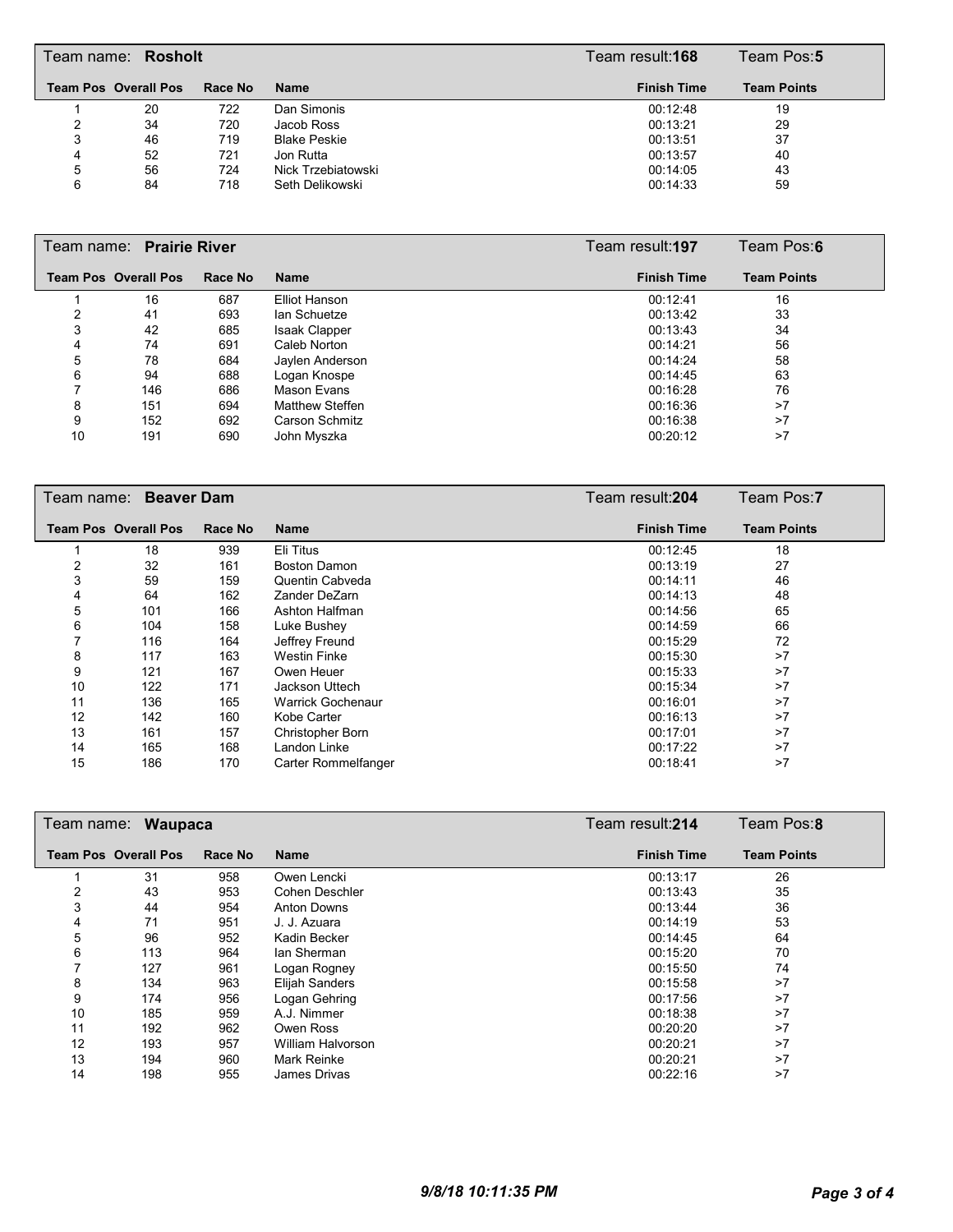## Team name: **Rosholt**

Team result: **168** Team Pos: **5**

| Team Pos | Overall Pos | Race No | Name | Finish Time | Team Points |
|---|---|---|---|---|---|
| 1 | 20 | 722 | Dan Simonis | 00:12:48 | 19 |
| 2 | 34 | 720 | Jacob Ross | 00:13:21 | 29 |
| 3 | 46 | 719 | Blake Peskie | 00:13:51 | 37 |
| 4 | 52 | 721 | Jon Rutta | 00:13:57 | 40 |
| 5 | 56 | 724 | Nick Trzebiatowski | 00:14:05 | 43 |
| 6 | 84 | 718 | Seth Delikowski | 00:14:33 | 59 |

## Team name: **Prairie River**

Team result: **197** Team Pos: **6**

| Team Pos | Overall Pos | Race No | Name | Finish Time | Team Points |
|---|---|---|---|---|---|
| 1 | 16 | 687 | Elliot Hanson | 00:12:41 | 16 |
| 2 | 41 | 693 | Ian Schuetze | 00:13:42 | 33 |
| 3 | 42 | 685 | Isaak Clapper | 00:13:43 | 34 |
| 4 | 74 | 691 | Caleb Norton | 00:14:21 | 56 |
| 5 | 78 | 684 | Jaylen Anderson | 00:14:24 | 58 |
| 6 | 94 | 688 | Logan Knospe | 00:14:45 | 63 |
| 7 | 146 | 686 | Mason Evans | 00:16:28 | 76 |
| 8 | 151 | 694 | Matthew Steffen | 00:16:36 | >7 |
| 9 | 152 | 692 | Carson Schmitz | 00:16:38 | >7 |
| 10 | 191 | 690 | John Myszka | 00:20:12 | >7 |

## Team name: **Beaver Dam**

Team result: **204** Team Pos: **7**

| Team Pos | Overall Pos | Race No | Name | Finish Time | Team Points |
|---|---|---|---|---|---|
| 1 | 18 | 939 | Eli Titus | 00:12:45 | 18 |
| 2 | 32 | 161 | Boston Damon | 00:13:19 | 27 |
| 3 | 59 | 159 | Quentin Cabveda | 00:14:11 | 46 |
| 4 | 64 | 162 | Zander DeZarn | 00:14:13 | 48 |
| 5 | 101 | 166 | Ashton Halfman | 00:14:56 | 65 |
| 6 | 104 | 158 | Luke Bushey | 00:14:59 | 66 |
| 7 | 116 | 164 | Jeffrey Freund | 00:15:29 | 72 |
| 8 | 117 | 163 | Westin Finke | 00:15:30 | >7 |
| 9 | 121 | 167 | Owen Heuer | 00:15:33 | >7 |
| 10 | 122 | 171 | Jackson Uttech | 00:15:34 | >7 |
| 11 | 136 | 165 | Warrick Gochenaur | 00:16:01 | >7 |
| 12 | 142 | 160 | Kobe Carter | 00:16:13 | >7 |
| 13 | 161 | 157 | Christopher Born | 00:17:01 | >7 |
| 14 | 165 | 168 | Landon Linke | 00:17:22 | >7 |
| 15 | 186 | 170 | Carter Rommelfanger | 00:18:41 | >7 |

## Team name: **Waupaca**

Team result: **214** Team Pos: **8**

| Team Pos | Overall Pos | Race No | Name | Finish Time | Team Points |
|---|---|---|---|---|---|
| 1 | 31 | 958 | Owen Lencki | 00:13:17 | 26 |
| 2 | 43 | 953 | Cohen Deschler | 00:13:43 | 35 |
| 3 | 44 | 954 | Anton Downs | 00:13:44 | 36 |
| 4 | 71 | 951 | J. J. Azuara | 00:14:19 | 53 |
| 5 | 96 | 952 | Kadin Becker | 00:14:45 | 64 |
| 6 | 113 | 964 | Ian Sherman | 00:15:20 | 70 |
| 7 | 127 | 961 | Logan Rogney | 00:15:50 | 74 |
| 8 | 134 | 963 | Elijah Sanders | 00:15:58 | >7 |
| 9 | 174 | 956 | Logan Gehring | 00:17:56 | >7 |
| 10 | 185 | 959 | A.J. Nimmer | 00:18:38 | >7 |
| 11 | 192 | 962 | Owen Ross | 00:20:20 | >7 |
| 12 | 193 | 957 | William Halvorson | 00:20:21 | >7 |
| 13 | 194 | 960 | Mark Reinke | 00:20:21 | >7 |
| 14 | 198 | 955 | James Drivas | 00:22:16 | >7 |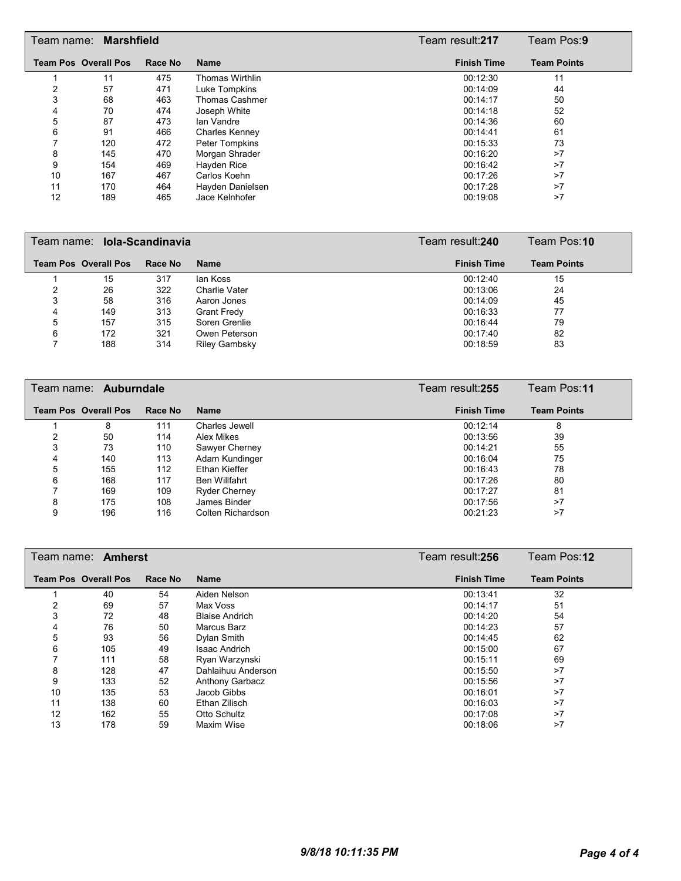| Team name: **Marshfield** | | | | Team result:**217** | Team Pos:**9** |
|---|---|---|---|---|---|
| **Team Pos** | **Overall Pos** | **Race No** | **Name** | **Finish Time** | **Team Points** |
| 1 | 11 | 475 | Thomas Wirthlin | 00:12:30 | 11 |
| 2 | 57 | 471 | Luke Tompkins | 00:14:09 | 44 |
| 3 | 68 | 463 | Thomas Cashmer | 00:14:17 | 50 |
| 4 | 70 | 474 | Joseph White | 00:14:18 | 52 |
| 5 | 87 | 473 | Ian Vandre | 00:14:36 | 60 |
| 6 | 91 | 466 | Charles Kenney | 00:14:41 | 61 |
| 7 | 120 | 472 | Peter Tompkins | 00:15:33 | 73 |
| 8 | 145 | 470 | Morgan Shrader | 00:16:20 | >7 |
| 9 | 154 | 469 | Hayden Rice | 00:16:42 | >7 |
| 10 | 167 | 467 | Carlos Koehn | 00:17:26 | >7 |
| 11 | 170 | 464 | Hayden Danielsen | 00:17:28 | >7 |
| 12 | 189 | 465 | Jace Kelnhofer | 00:19:08 | >7 |

| Team name: **Iola-Scandinavia** | | | | Team result:**240** | Team Pos:**10** |
|---|---|---|---|---|---|
| **Team Pos** | **Overall Pos** | **Race No** | **Name** | **Finish Time** | **Team Points** |
| 1 | 15 | 317 | Ian Koss | 00:12:40 | 15 |
| 2 | 26 | 322 | Charlie Vater | 00:13:06 | 24 |
| 3 | 58 | 316 | Aaron Jones | 00:14:09 | 45 |
| 4 | 149 | 313 | Grant Fredy | 00:16:33 | 77 |
| 5 | 157 | 315 | Soren Grenlie | 00:16:44 | 79 |
| 6 | 172 | 321 | Owen Peterson | 00:17:40 | 82 |
| 7 | 188 | 314 | Riley Gambsky | 00:18:59 | 83 |

| Team name: **Auburndale** | | | | Team result:**255** | Team Pos:**11** |
|---|---|---|---|---|---|
| **Team Pos** | **Overall Pos** | **Race No** | **Name** | **Finish Time** | **Team Points** |
| 1 | 8 | 111 | Charles Jewell | 00:12:14 | 8 |
| 2 | 50 | 114 | Alex Mikes | 00:13:56 | 39 |
| 3 | 73 | 110 | Sawyer Cherney | 00:14:21 | 55 |
| 4 | 140 | 113 | Adam Kundinger | 00:16:04 | 75 |
| 5 | 155 | 112 | Ethan Kieffer | 00:16:43 | 78 |
| 6 | 168 | 117 | Ben Willfahrt | 00:17:26 | 80 |
| 7 | 169 | 109 | Ryder Cherney | 00:17:27 | 81 |
| 8 | 175 | 108 | James Binder | 00:17:56 | >7 |
| 9 | 196 | 116 | Colten Richardson | 00:21:23 | >7 |

| Team name: **Amherst** | | | | Team result:**256** | Team Pos:**12** |
|---|---|---|---|---|---|
| **Team Pos** | **Overall Pos** | **Race No** | **Name** | **Finish Time** | **Team Points** |
| 1 | 40 | 54 | Aiden Nelson | 00:13:41 | 32 |
| 2 | 69 | 57 | Max Voss | 00:14:17 | 51 |
| 3 | 72 | 48 | Blaise Andrich | 00:14:20 | 54 |
| 4 | 76 | 50 | Marcus Barz | 00:14:23 | 57 |
| 5 | 93 | 56 | Dylan Smith | 00:14:45 | 62 |
| 6 | 105 | 49 | Isaac Andrich | 00:15:00 | 67 |
| 7 | 111 | 58 | Ryan Warzynski | 00:15:11 | 69 |
| 8 | 128 | 47 | Dahlaihuu Anderson | 00:15:50 | >7 |
| 9 | 133 | 52 | Anthony Garbacz | 00:15:56 | >7 |
| 10 | 135 | 53 | Jacob Gibbs | 00:16:01 | >7 |
| 11 | 138 | 60 | Ethan Zilisch | 00:16:03 | >7 |
| 12 | 162 | 55 | Otto Schultz | 00:17:08 | >7 |
| 13 | 178 | 59 | Maxim Wise | 00:18:06 | >7 |

***9/8/18 10:11:35 PM***